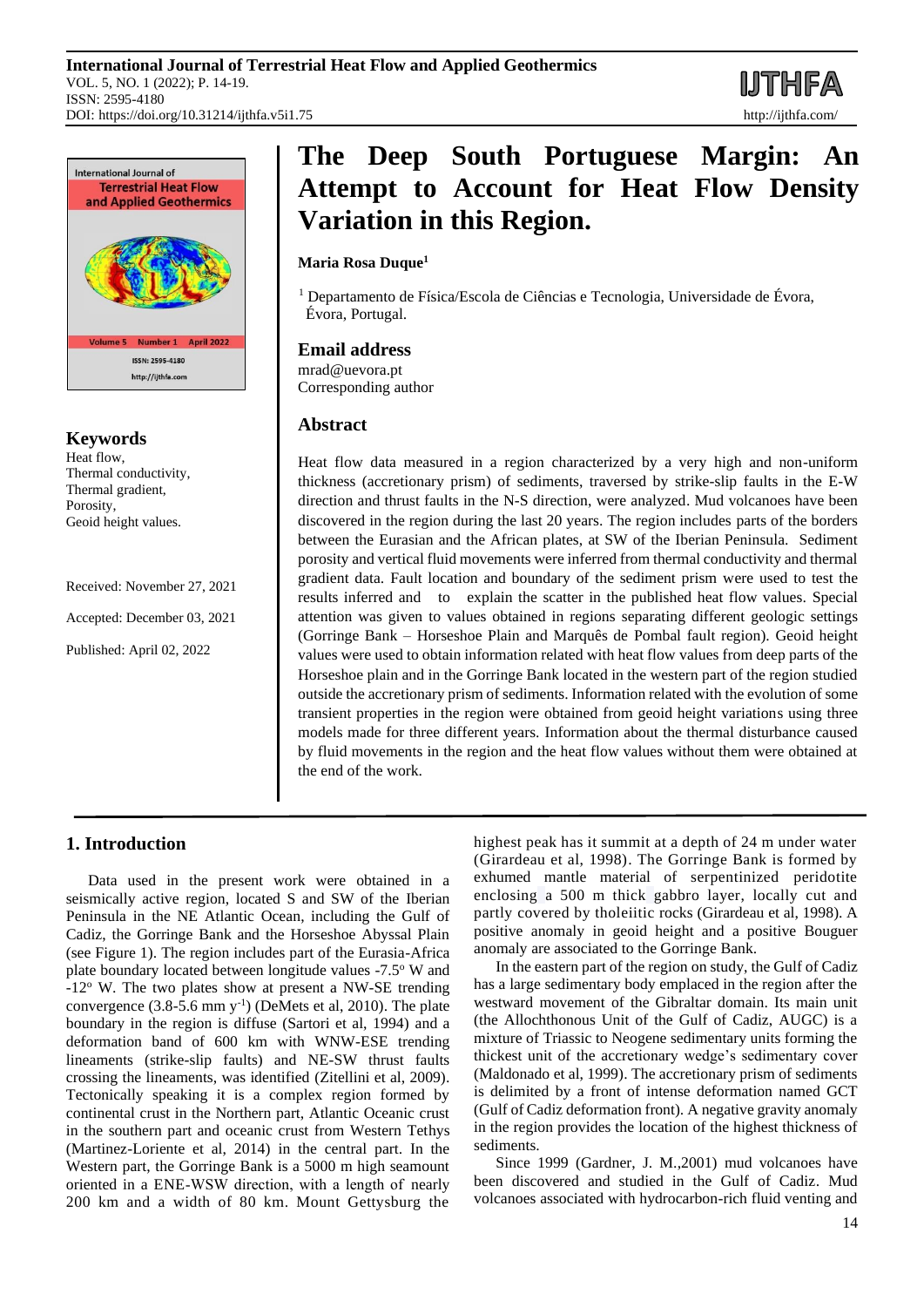# The Deep South Portuguese Margin: An Attempt to Account for Heat Flow Density Variation in this Region.

**Maria Rosa Duque**[1]

[1] Departamento de Física/Escola de Ciências e Tecnologia, Universidade de Évora, Évora, Portugal.

## Email address

mrad@uevora.pt
Corresponding author

## Keywords

Heat flow,
Thermal conductivity,
Thermal gradient,
Porosity,
Geoid height values.

Received: November 27, 2021

Accepted: December 03, 2021

Published: April 02, 2022

## Abstract

Heat flow data measured in a region characterized by a very high and non-uniform thickness (accretionary prism) of sediments, traversed by strike-slip faults in the E-W direction and thrust faults in the N-S direction, were analyzed. Mud volcanoes have been discovered in the region during the last 20 years. The region includes parts of the borders between the Eurasian and the African plates, at SW of the Iberian Peninsula. Sediment porosity and vertical fluid movements were inferred from thermal conductivity and thermal gradient data. Fault location and boundary of the sediment prism were used to test the results inferred and to explain the scatter in the published heat flow values. Special attention was given to values obtained in regions separating different geologic settings (Gorringe Bank – Horseshoe Plain and Marquês de Pombal fault region). Geoid height values were used to obtain information related with heat flow values from deep parts of the Horseshoe plain and in the Gorringe Bank located in the western part of the region studied outside the accretionary prism of sediments. Information related with the evolution of some transient properties in the region were obtained from geoid height variations using three models made for three different years. Information about the thermal disturbance caused by fluid movements in the region and the heat flow values without them were obtained at the end of the work.

## 1. Introduction

Data used in the present work were obtained in a seismically active region, located S and SW of the Iberian Peninsula in the NE Atlantic Ocean, including the Gulf of Cadiz, the Gorringe Bank and the Horseshoe Abyssal Plain (see Figure 1). The region includes part of the Eurasia-Africa plate boundary located between longitude values -7.5º W and -12º W. The two plates show at present a NW-SE trending convergence (3.8-5.6 mm $y^{-1}$) (DeMets et al, 2010). The plate boundary in the region is diffuse (Sartori et al, 1994) and a deformation band of 600 km with WNW-ESE trending lineaments (strike-slip faults) and NE-SW thrust faults crossing the lineaments, was identified (Zitellini et al, 2009). Tectonically speaking it is a complex region formed by continental crust in the Northern part, Atlantic Oceanic crust in the southern part and oceanic crust from Western Tethys (Martinez-Loriente et al, 2014) in the central part. In the Western part, the Gorringe Bank is a 5000 m high seamount oriented in a ENE-WSW direction, with a length of nearly 200 km and a width of 80 km. Mount Gettysburg the highest peak has it summit at a depth of 24 m under water (Girardeau et al, 1998). The Gorringe Bank is formed by exhumed mantle material of serpentinized peridotite enclosing a 500 m thick gabbro layer, locally cut and partly covered by tholeiitic rocks (Girardeau et al, 1998). A positive anomaly in geoid height and a positive Bouguer anomaly are associated to the Gorringe Bank.

In the eastern part of the region on study, the Gulf of Cadiz has a large sedimentary body emplaced in the region after the westward movement of the Gibraltar domain. Its main unit (the Allochthonous Unit of the Gulf of Cadiz, AUGC) is a mixture of Triassic to Neogene sedimentary units forming the thickest unit of the accretionary wedge's sedimentary cover (Maldonado et al, 1999). The accretionary prism of sediments is delimited by a front of intense deformation named GCT (Gulf of Cadiz deformation front). A negative gravity anomaly in the region provides the location of the highest thickness of sediments.

Since 1999 (Gardner, J. M.,2001) mud volcanoes have been discovered and studied in the Gulf of Cadiz. Mud volcanoes associated with hydrocarbon-rich fluid venting and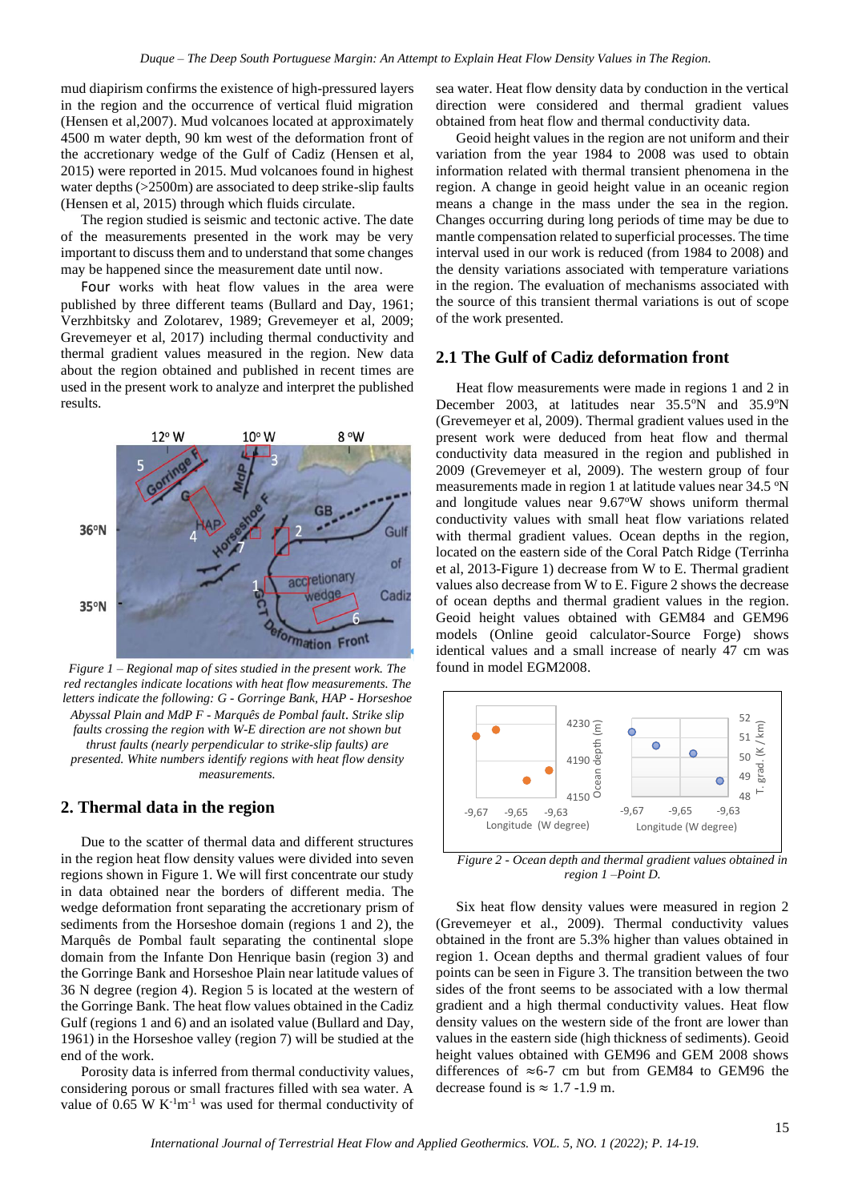mud diapirism confirms the existence of high-pressured layers in the region and the occurrence of vertical fluid migration (Hensen et al,2007). Mud volcanoes located at approximately 4500 m water depth, 90 km west of the deformation front of the accretionary wedge of the Gulf of Cadiz (Hensen et al, 2015) were reported in 2015. Mud volcanoes found in highest water depths (>2500m) are associated to deep strike-slip faults (Hensen et al, 2015) through which fluids circulate.

The region studied is seismic and tectonic active. The date of the measurements presented in the work may be very important to discuss them and to understand that some changes may be happened since the measurement date until now.

Four works with heat flow values in the area were published by three different teams (Bullard and Day, 1961; Verzhbitsky and Zolotarev, 1989; Grevemeyer et al, 2009; Grevemeyer et al, 2017) including thermal conductivity and thermal gradient values measured in the region. New data about the region obtained and published in recent times are used in the present work to analyze and interpret the published results.

*Figure 1 – Regional map of sites studied in the present work. The red rectangles indicate locations with heat flow measurements. The letters indicate the following: G - Gorringe Bank, HAP - Horseshoe Abyssal Plain and MdP F - Marquês de Pombal fault. Strike slip faults crossing the region with W-E direction are not shown but thrust faults (nearly perpendicular to strike-slip faults) are presented. White numbers identify regions with heat flow density measurements.*

## 2. Thermal data in the region

Due to the scatter of thermal data and different structures in the region heat flow density values were divided into seven regions shown in Figure 1. We will first concentrate our study in data obtained near the borders of different media. The wedge deformation front separating the accretionary prism of sediments from the Horseshoe domain (regions 1 and 2), the Marquês de Pombal fault separating the continental slope domain from the Infante Don Henrique basin (region 3) and the Gorringe Bank and Horseshoe Plain near latitude values of 36 N degree (region 4). Region 5 is located at the western of the Gorringe Bank. The heat flow values obtained in the Cadiz Gulf (regions 1 and 6) and an isolated value (Bullard and Day, 1961) in the Horseshoe valley (region 7) will be studied at the end of the work.

Porosity data is inferred from thermal conductivity values, considering porous or small fractures filled with sea water. A value of 0.65 W $K^{-1}m^{-1}$ was used for thermal conductivity of sea water. Heat flow density data by conduction in the vertical direction were considered and thermal gradient values obtained from heat flow and thermal conductivity data.

Geoid height values in the region are not uniform and their variation from the year 1984 to 2008 was used to obtain information related with thermal transient phenomena in the region. A change in geoid height value in an oceanic region means a change in the mass under the sea in the region. Changes occurring during long periods of time may be due to mantle compensation related to superficial processes. The time interval used in our work is reduced (from 1984 to 2008) and the density variations associated with temperature variations in the region. The evaluation of mechanisms associated with the source of this transient thermal variations is out of scope of the work presented.

### 2.1 The Gulf of Cadiz deformation front

Heat flow measurements were made in regions 1 and 2 in December 2003, at latitudes near 35.5ºN and 35.9ºN (Grevemeyer et al, 2009). Thermal gradient values used in the present work were deduced from heat flow and thermal conductivity data measured in the region and published in 2009 (Grevemeyer et al, 2009). The western group of four measurements made in region 1 at latitude values near 34.5 ºN and longitude values near 9.67ºW shows uniform thermal conductivity values with small heat flow variations related with thermal gradient values. Ocean depths in the region, located on the eastern side of the Coral Patch Ridge (Terrinha et al, 2013-Figure 1) decrease from W to E. Thermal gradient values also decrease from W to E. Figure 2 shows the decrease of ocean depths and thermal gradient values in the region. Geoid height values obtained with GEM84 and GEM96 models (Online geoid calculator-Source Forge) shows identical values and a small increase of nearly 47 cm was found in model EGM2008.

*Figure 2 - Ocean depth and thermal gradient values obtained in region 1 –Point D.*

Six heat flow density values were measured in region 2 (Grevemeyer et al., 2009). Thermal conductivity values obtained in the front are 5.3% higher than values obtained in region 1. Ocean depths and thermal gradient values of four points can be seen in Figure 3. The transition between the two sides of the front seems to be associated with a low thermal gradient and a high thermal conductivity values. Heat flow density values on the western side of the front are lower than values in the eastern side (high thickness of sediments). Geoid height values obtained with GEM96 and GEM 2008 shows differences of ≈6-7 cm but from GEM84 to GEM96 the decrease found is ≈ 1.7 -1.9 m.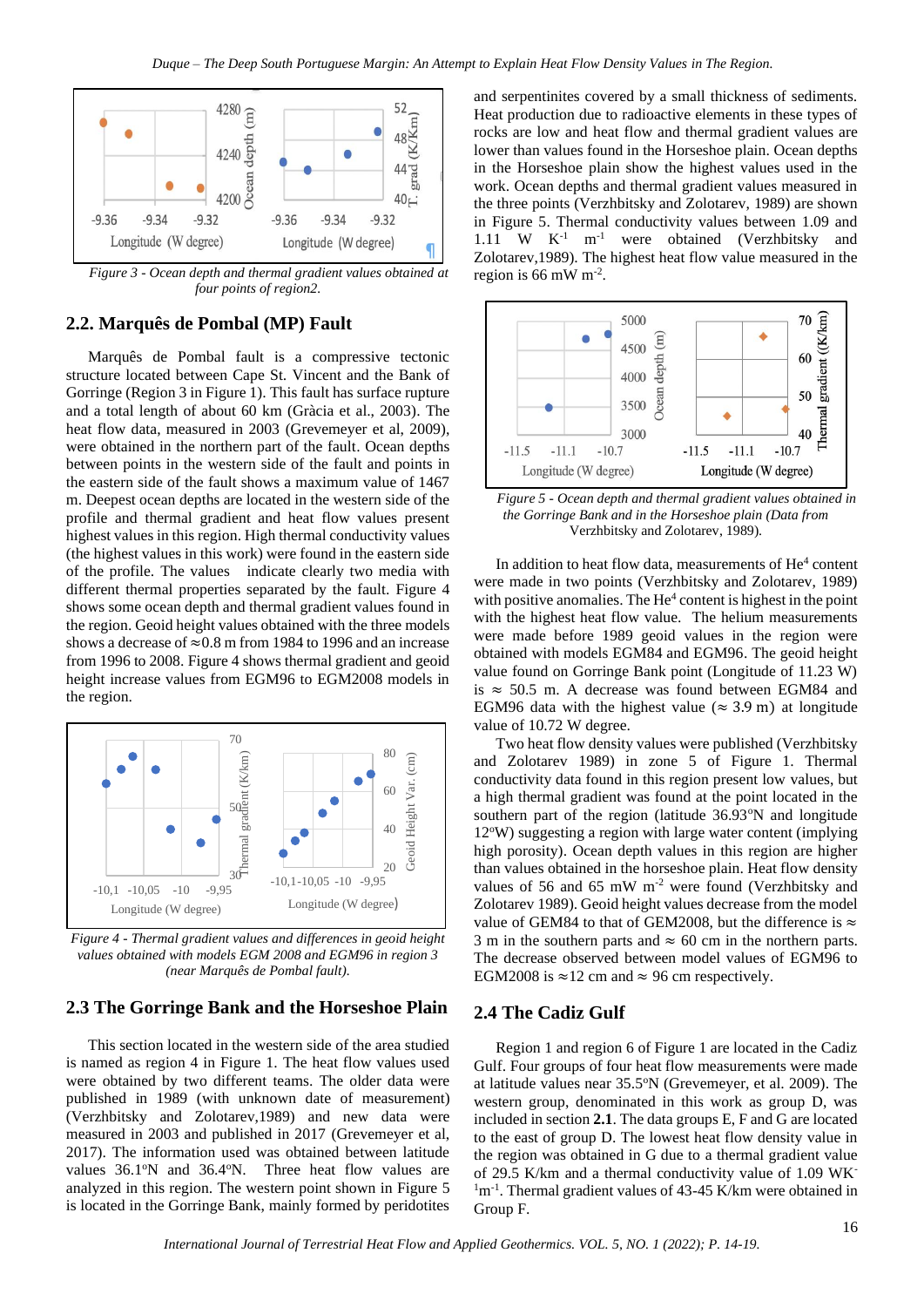Figure 3 - Ocean depth and thermal gradient values obtained at four points of region2.

## 2.2. Marquês de Pombal (MP) Fault

Marquês de Pombal fault is a compressive tectonic structure located between Cape St. Vincent and the Bank of Gorringe (Region 3 in Figure 1). This fault has surface rupture and a total length of about 60 km (Gràcia et al., 2003). The heat flow data, measured in 2003 (Grevemeyer et al, 2009), were obtained in the northern part of the fault. Ocean depths between points in the western side of the fault and points in the eastern side of the fault shows a maximum value of 1467 m. Deepest ocean depths are located in the western side of the profile. Ocean depth and thermal gradient and heat flow values present highest values in this region. High thermal conductivity values (the highest values in this work) were found in the eastern side of the profile. The values indicate clearly two media with different thermal properties separated by the fault. Figure 4 shows some ocean depth and thermal gradient values found in the region. Geoid height values obtained with the three models shows a decrease of ≈0.8 m from 1984 to 1996 and an increase from 1996 to 2008. Figure 4 shows thermal gradient and geoid height increase values from EGM96 to EGM2008 models in the region.

Figure 4 - Thermal gradient values and differences in geoid height values obtained with models EGM 2008 and EGM96 in region 3 (near Marquês de Pombal fault).

## 2.3 The Gorringe Bank and the Horseshoe Plain

This section located in the western side of the area studied is named as region 4 in Figure 1. The heat flow values used were obtained by two different teams. The older data were published in 1989 (with unknown date of measurement) (Verzhbitsky and Zolotarev,1989) and new data were measured in 2003 and published in 2017 (Grevemeyer et al, 2017). The information used was obtained between latitude values 36.1ºN and 36.4ºN. Three heat flow values are analyzed in this region. The western point shown in Figure 5 is located in the Gorringe Bank, mainly formed by peridotites and serpentinites covered by a small thickness of sediments. Heat production due to radioactive elements in these types of rocks are low and heat flow and thermal gradient values are lower than values found in the Horseshoe plain. Ocean depths in the Horseshoe plain show the highest values used in the work. Ocean depths and thermal gradient values measured in the three points (Verzhbitsky and Zolotarev, 1989) are shown in Figure 5. Thermal conductivity values between 1.09 and 1.11 W $K^{-1}$ $m^{-1}$ were obtained (Verzhbitsky and Zolotarev,1989). The highest heat flow value measured in the region is 66 mW $m^{-2}$.

Figure 5 - Ocean depth and thermal gradient values obtained in the Gorringe Bank and in the Horseshoe plain (Data from Verzhbitsky and Zolotarev, 1989).

In addition to heat flow data, measurements of $He^4$ content were made in two points (Verzhbitsky and Zolotarev, 1989) with positive anomalies. The $He^4$ content is highest in the point with the highest heat flow value. The helium measurements were made before 1989 geoid values in the region were obtained with models EGM84 and EGM96. The geoid height value found on Gorringe Bank point (Longitude of 11.23 W) is ≈ 50.5 m. A decrease was found between EGM84 and EGM96 data with the highest value (≈ 3.9 m) at longitude value of 10.72 W degree.

Two heat flow density values were published (Verzhbitsky and Zolotarev 1989) in zone 5 of Figure 1. Thermal conductivity data found in this region present low values, but a high thermal gradient was found at the point located in the southern part of the region (latitude 36.93ºN and longitude 12ºW) suggesting a region with large water content (implying high porosity). Ocean depth values in this region are higher than values obtained in the horseshoe plain. Heat flow density values of 56 and 65 mW $m^{-2}$ were found (Verzhbitsky and Zolotarev 1989). Geoid height values decrease from the model value of GEM84 to that of GEM2008, but the difference is ≈ 3 m in the southern parts and ≈ 60 cm in the northern parts. The decrease observed between model values of EGM96 to EGM2008 is ≈12 cm and ≈ 96 cm respectively.

## 2.4 The Cadiz Gulf

Region 1 and region 6 of Figure 1 are located in the Cadiz Gulf. Four groups of four heat flow measurements were made at latitude values near 35.5ºN (Grevemeyer, et al. 2009). The western group, denominated in this work as group D, was included in section **2.1**. The data groups E, F and G are located to the east of group D. The lowest heat flow density value in the region was obtained in G due to a thermal gradient value of 29.5 K/km and a thermal conductivity value of 1.09 $WK^{-1}m^{-1}$. Thermal gradient values of 43-45 K/km were obtained in Group F.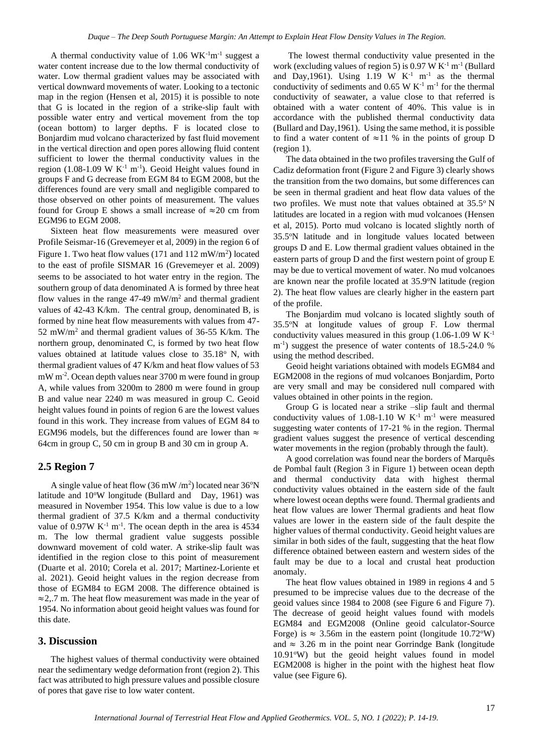A thermal conductivity value of 1.06 $WK^{-1}m^{-1}$ suggest a water content increase due to the low thermal conductivity of water. Low thermal gradient values may be associated with vertical downward movements of water. Looking to a tectonic map in the region (Hensen et al, 2015) it is possible to note that G is located in the region of a strike-slip fault with possible water entry and vertical movement from the top (ocean bottom) to larger depths. F is located close to Bonjardim mud volcano characterized by fast fluid movement in the vertical direction and open pores allowing fluid content sufficient to lower the thermal conductivity values in the region (1.08-1.09 W $K^{-1}$ $m^{-1}$). Geoid Height values found in groups F and G decrease from EGM 84 to EGM 2008, but the differences found are very small and negligible compared to those observed on other points of measurement. The values found for Group E shows a small increase of ≈20 cm from EGM96 to EGM 2008.

Sixteen heat flow measurements were measured over Profile Seismar-16 (Grevemeyer et al, 2009) in the region 6 of Figure 1. Two heat flow values (171 and 112 mW/$m^2$) located to the east of profile SISMAR 16 (Grevemeyer et al. 2009) seems to be associated to hot water entry in the region. The southern group of data denominated A is formed by three heat flow values in the range 47-49 mW/$m^2$ and thermal gradient values of 42-43 K/km. The central group, denominated B, is formed by nine heat flow measurements with values from 47-52 mW/$m^2$ and thermal gradient values of 36-55 K/km. The northern group, denominated C, is formed by two heat flow values obtained at latitude values close to 35.18° N, with thermal gradient values of 47 K/km and heat flow values of 53 mW $m^{-2}$. Ocean depth values near 3700 m were found in group A, while values from 3200m to 2800 m were found in group B and value near 2240 m was measured in group C. Geoid height values found in points of region 6 are the lowest values found in this work. They increase from values of EGM 84 to EGM96 models, but the differences found are lower than ≈ 64cm in group C, 50 cm in group B and 30 cm in group A.

## 2.5 Region 7

A single value of heat flow (36 mW /$m^2$) located near 36°N latitude and 10°W longitude (Bullard and Day, 1961) was measured in November 1954. This low value is due to a low thermal gradient of 37.5 K/km and a thermal conductivity value of 0.97W $K^{-1}$ $m^{-1}$. The ocean depth in the area is 4534 m. The low thermal gradient value suggests possible downward movement of cold water. A strike-slip fault was identified in the region close to this point of measurement (Duarte et al. 2010; Corela et al. 2017; Martinez-Loriente et al. 2021). Geoid height values in the region decrease from those of EGM84 to EGM 2008. The difference obtained is ≈2,.7 m. The heat flow measurement was made in the year of 1954. No information about geoid height values was found for this date.

## 3. Discussion

The highest values of thermal conductivity were obtained near the sedimentary wedge deformation front (region 2). This fact was attributed to high pressure values and possible closure of pores that gave rise to low water content.

The lowest thermal conductivity value presented in the work (excluding values of region 5) is 0.97 W $K^{-1}$ $m^{-1}$ (Bullard and Day,1961). Using 1.19 W $K^{-1}$ $m^{-1}$ as the thermal conductivity of sediments and 0.65 W $K^{-1}$ $m^{-1}$ for the thermal conductivity of seawater, a value close to that referred is obtained with a water content of 40%. This value is in accordance with the published thermal conductivity data (Bullard and Day,1961). Using the same method, it is possible to find a water content of ≈11 % in the points of group D (region 1).

The data obtained in the two profiles traversing the Gulf of Cadiz deformation front (Figure 2 and Figure 3) clearly shows the transition from the two domains, but some differences can be seen in thermal gradient and heat flow data values of the two profiles. We must note that values obtained at 35.5° N latitudes are located in a region with mud volcanoes (Hensen et al, 2015). Porto mud volcano is located slightly north of 35.5°N latitude and in longitude values located between groups D and E. Low thermal gradient values obtained in the eastern parts of group D and the first western point of group E may be due to vertical movement of water. No mud volcanoes are known near the profile located at 35.9°N latitude (region 2). The heat flow values are clearly higher in the eastern part of the profile.

The Bonjardim mud volcano is located slightly south of 35.5°N at longitude values of group F. Low thermal conductivity values measured in this group (1.06-1.09 W $K^{-1}$ $m^{-1}$) suggest the presence of water contents of 18.5-24.0 % using the method described.

Geoid height variations obtained with models EGM84 and EGM2008 in the regions of mud volcanoes Bonjardim, Porto are very small and may be considered null compared with values obtained in other points in the region.

Group G is located near a strike –slip fault and thermal conductivity values of 1.08-1.10 W $K^{-1}$ $m^{-1}$ were measured suggesting water contents of 17-21 % in the region. Thermal gradient values suggest the presence of vertical descending water movements in the region (probably through the fault).

A good correlation was found near the borders of Marquês de Pombal fault (Region 3 in Figure 1) between ocean depth and thermal conductivity data with highest thermal conductivity values obtained in the eastern side of the fault where lowest ocean depths were found. Thermal gradients and heat flow values are lower Thermal gradients and heat flow values are lower in the eastern side of the fault despite the higher values of thermal conductivity. Geoid height values are similar in both sides of the fault, suggesting that the heat flow difference obtained between eastern and western sides of the fault may be due to a local and crustal heat production anomaly.

The heat flow values obtained in 1989 in regions 4 and 5 presumed to be imprecise values due to the decrease of the geoid values since 1984 to 2008 (see Figure 6 and Figure 7). The decrease of geoid height values found with models EGM84 and EGM2008 (Online geoid calculator-Source Forge) is ≈ 3.56m in the eastern point (longitude 10.72°W) and ≈ 3.26 m in the point near Gorrindge Bank (longitude 10.91°W) but the geoid height values found in model EGM2008 is higher in the point with the highest heat flow value (see Figure 6).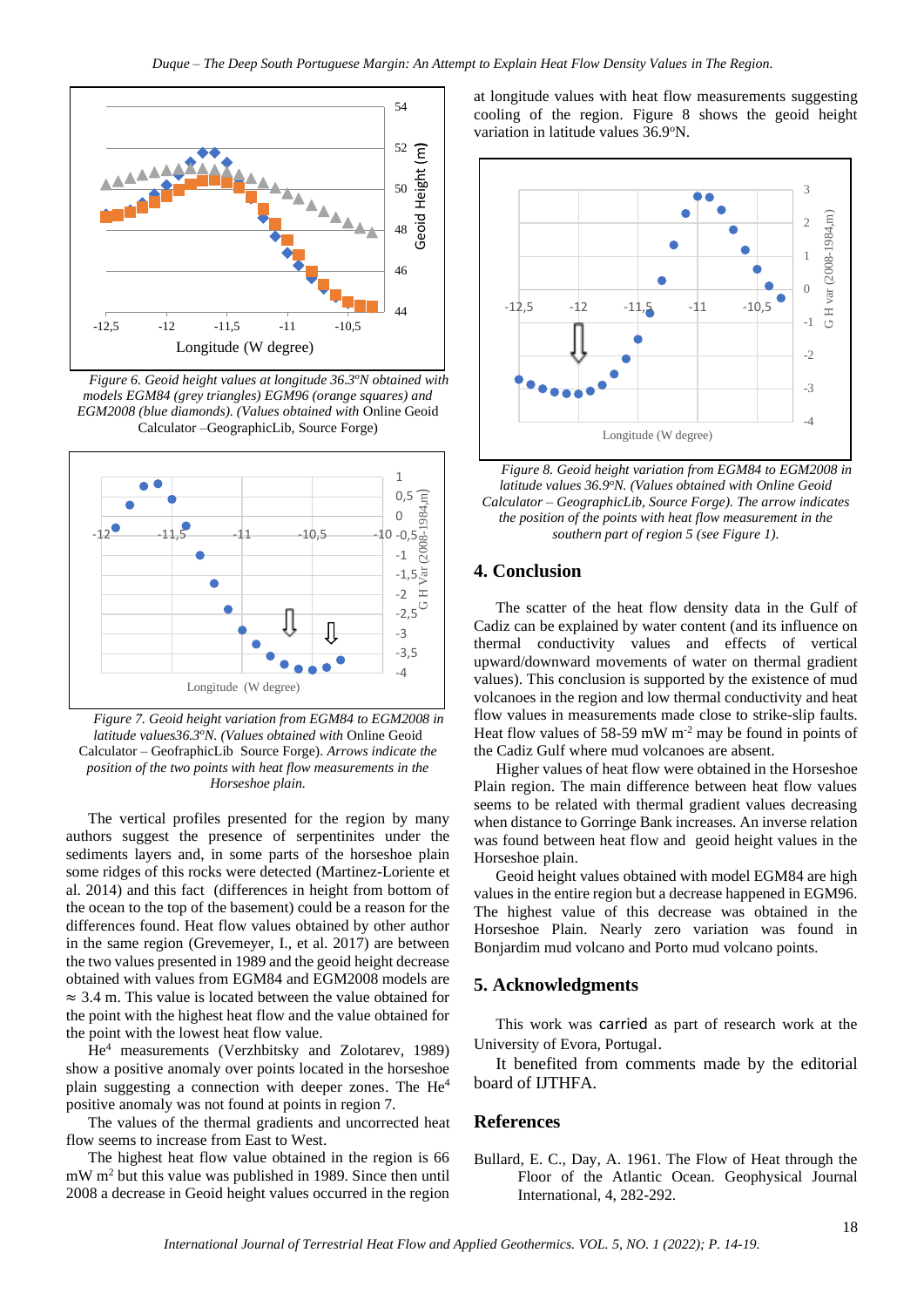Figure 6. Geoid height values at longitude 36.3ºN obtained with models EGM84 (grey triangles) EGM96 (orange squares) and EGM2008 (blue diamonds). (Values obtained with Online Geoid Calculator –GeographicLib, Source Forge)

Figure 7. Geoid height variation from EGM84 to EGM2008 in latitude values36.3ºN. (Values obtained with Online Geoid Calculator – GeofrophicLib Source Forge). Arrows indicate the position of the two points with heat flow measurements in the Horseshoe plain.

The vertical profiles presented for the region by many authors suggest the presence of serpentinites under the sediments layers and, in some parts of the horseshoe plain some ridges of this rocks were detected (Martinez-Loriente et al. 2014) and this fact (differences in height from bottom of the ocean to the top of the basement) could be a reason for the differences found. Heat flow values obtained by other author in the same region (Grevemeyer, I., et al. 2017) are between the two values presented in 1989 and the geoid height decrease obtained with values from EGM84 and EGM2008 models are ≈ 3.4 m. This value is located between the value obtained for the point with the highest heat flow and the value obtained for the point with the lowest heat flow value.

$He^4$ measurements (Verzhbitsky and Zolotarev, 1989) show a positive anomaly over points located in the horseshoe plain suggesting a connection with deeper zones. The $He^4$ positive anomaly was not found at points in region 7.

The values of the thermal gradients and uncorrected heat flow seems to increase from East to West.

The highest heat flow value obtained in the region is 66 mW $m^2$ but this value was published in 1989. Since then until 2008 a decrease in Geoid height values occurred in the region at longitude values with heat flow measurements suggesting cooling of the region. Figure 8 shows the geoid height variation in latitude values 36.9ºN.

Figure 8. Geoid height variation from EGM84 to EGM2008 in latitude values 36.9ºN. (Values obtained with Online Geoid Calculator – GeographicLib, Source Forge). The arrow indicates the position of the points with heat flow measurement in the southern part of region 5 (see Figure 1).

## 4. Conclusion

The scatter of the heat flow density data in the Gulf of Cadiz can be explained by water content (and its influence on thermal conductivity values and effects of vertical upward/downward movements of water on thermal gradient values). This conclusion is supported by the existence of mud volcanoes in the region and low thermal conductivity and heat flow values in measurements made close to strike-slip faults. Heat flow values of 58-59 mW $m^{-2}$ may be found in points of the Cadiz Gulf where mud volcanoes are absent.

Higher values of heat flow were obtained in the Horseshoe Plain region. The main difference between heat flow values seems to be related with thermal gradient values decreasing when distance to Gorringe Bank increases. An inverse relation was found between heat flow and geoid height values in the Horseshoe plain.

Geoid height values obtained with model EGM84 are high values in the entire region but a decrease happened in EGM96. The highest value of this decrease was obtained in the Horseshoe Plain. Nearly zero variation was found in Bonjardim mud volcano and Porto mud volcano points.

## 5. Acknowledgments

This work was carried as part of research work at the University of Evora, Portugal.

It benefited from comments made by the editorial board of IJTHFA.

## References

Bullard, E. C., Day, A. 1961. The Flow of Heat through the Floor of the Atlantic Ocean. Geophysical Journal International, 4, 282-292.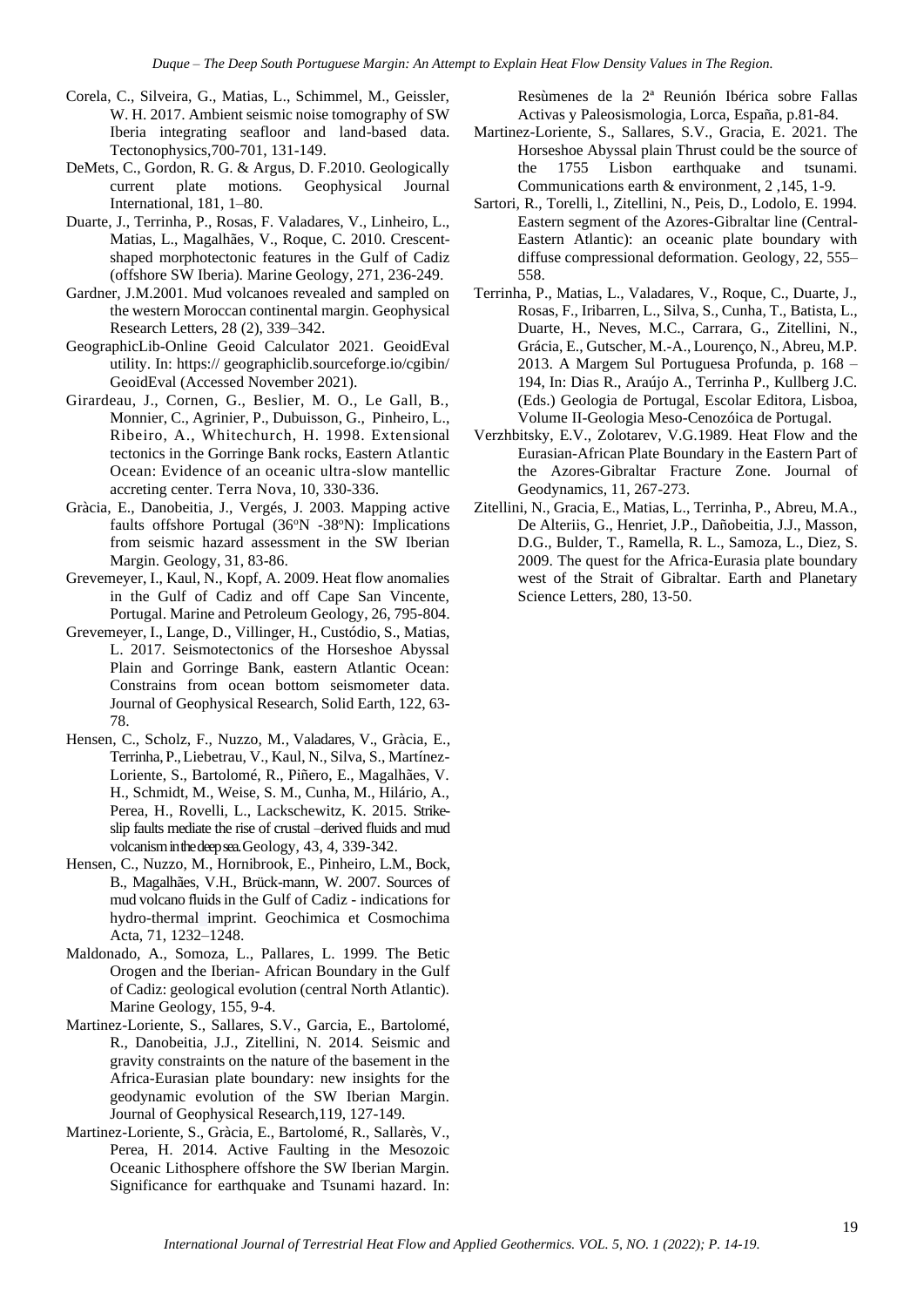Corela, C., Silveira, G., Matias, L., Schimmel, M., Geissler, W. H. 2017. Ambient seismic noise tomography of SW Iberia integrating seafloor and land-based data. Tectonophysics,700-701, 131-149.

DeMets, C., Gordon, R. G. & Argus, D. F.2010. Geologically current plate motions. Geophysical Journal International, 181, 1–80.

Duarte, J., Terrinha, P., Rosas, F. Valadares, V., Linheiro, L., Matias, L., Magalhães, V., Roque, C. 2010. Crescent-shaped morphotectonic features in the Gulf of Cadiz (offshore SW Iberia). Marine Geology, 271, 236-249.

Gardner, J.M.2001. Mud volcanoes revealed and sampled on the western Moroccan continental margin. Geophysical Research Letters, 28 (2), 339–342.

GeographicLib-Online Geoid Calculator 2021. GeoidEval utility. In: https:// geographiclib.sourceforge.io/cgibin/ GeoidEval (Accessed November 2021).

Girardeau, J., Cornen, G., Beslier, M. O., Le Gall, B., Monnier, C., Agrinier, P., Dubuisson, G., Pinheiro, L., Ribeiro, A., Whitechurch, H. 1998. Extensional tectonics in the Gorringe Bank rocks, Eastern Atlantic Ocean: Evidence of an oceanic ultra-slow mantellic accreting center. Terra Nova, 10, 330-336.

Gràcia, E., Danobeitia, J., Vergés, J. 2003. Mapping active faults offshore Portugal (36ºN -38ºN): Implications from seismic hazard assessment in the SW Iberian Margin. Geology, 31, 83-86.

Grevemeyer, I., Kaul, N., Kopf, A. 2009. Heat flow anomalies in the Gulf of Cadiz and off Cape San Vincente, Portugal. Marine and Petroleum Geology, 26, 795-804.

Grevemeyer, I., Lange, D., Villinger, H., Custódio, S., Matias, L. 2017. Seismotectonics of the Horseshoe Abyssal Plain and Gorringe Bank, eastern Atlantic Ocean: Constrains from ocean bottom seismometer data. Journal of Geophysical Research, Solid Earth, 122, 63-78.

Hensen, C., Scholz, F., Nuzzo, M., Valadares, V., Gràcia, E., Terrinha, P., Liebetrau, V., Kaul, N., Silva, S., Martínez-Loriente, S., Bartolomé, R., Piñero, E., Magalhães, V. H., Schmidt, M., Weise, S. M., Cunha, M., Hilário, A., Perea, H., Rovelli, L., Lackschewitz, K. 2015. Strike-slip faults mediate the rise of crustal –derived fluids and mud volcanism in the deep sea. Geology, 43, 4, 339-342.

Hensen, C., Nuzzo, M., Hornibrook, E., Pinheiro, L.M., Bock, B., Magalhães, V.H., Brück-mann, W. 2007. Sources of mud volcano fluids in the Gulf of Cadiz - indications for hydro-thermal imprint. Geochimica et Cosmochima Acta, 71, 1232–1248.

Maldonado, A., Somoza, L., Pallares, L. 1999. The Betic Orogen and the Iberian- African Boundary in the Gulf of Cadiz: geological evolution (central North Atlantic). Marine Geology, 155, 9-4.

Martinez-Loriente, S., Sallares, S.V., Garcia, E., Bartolomé, R., Danobeitia, J.J., Zitellini, N. 2014. Seismic and gravity constraints on the nature of the basement in the Africa-Eurasian plate boundary: new insights for the geodynamic evolution of the SW Iberian Margin. Journal of Geophysical Research,119, 127-149.

Martinez-Loriente, S., Gràcia, E., Bartolomé, R., Sallarès, V., Perea, H. 2014. Active Faulting in the Mesozoic Oceanic Lithosphere offshore the SW Iberian Margin. Significance for earthquake and Tsunami hazard. In: Resùmenes de la 2ª Reunión Ibérica sobre Fallas Activas y Paleosismologia, Lorca, España, p.81-84.

Martinez-Loriente, S., Sallares, S.V., Gracia, E. 2021. The Horseshoe Abyssal plain Thrust could be the source of the 1755 Lisbon earthquake and tsunami. Communications earth & environment, 2 ,145, 1-9.

Sartori, R., Torelli, l., Zitellini, N., Peis, D., Lodolo, E. 1994. Eastern segment of the Azores-Gibraltar line (Central-Eastern Atlantic): an oceanic plate boundary with diffuse compressional deformation. Geology, 22, 555–558.

Terrinha, P., Matias, L., Valadares, V., Roque, C., Duarte, J., Rosas, F., Iribarren, L., Silva, S., Cunha, T., Batista, L., Duarte, H., Neves, M.C., Carrara, G., Zitellini, N., Grácia, E., Gutscher, M.-A., Lourenço, N., Abreu, M.P. 2013. A Margem Sul Portuguesa Profunda, p. 168 – 194, In: Dias R., Araújo A., Terrinha P., Kullberg J.C. (Eds.) Geologia de Portugal, Escolar Editora, Lisboa, Volume II-Geologia Meso-Cenozóica de Portugal.

Verzhbitsky, E.V., Zolotarev, V.G.1989. Heat Flow and the Eurasian-African Plate Boundary in the Eastern Part of the Azores-Gibraltar Fracture Zone. Journal of Geodynamics, 11, 267-273.

Zitellini, N., Gracia, E., Matias, L., Terrinha, P., Abreu, M.A., De Alteriis, G., Henriet, J.P., Dañobeitia, J.J., Masson, D.G., Bulder, T., Ramella, R. L., Samoza, L., Diez, S. 2009. The quest for the Africa-Eurasia plate boundary west of the Strait of Gibraltar. Earth and Planetary Science Letters, 280, 13-50.